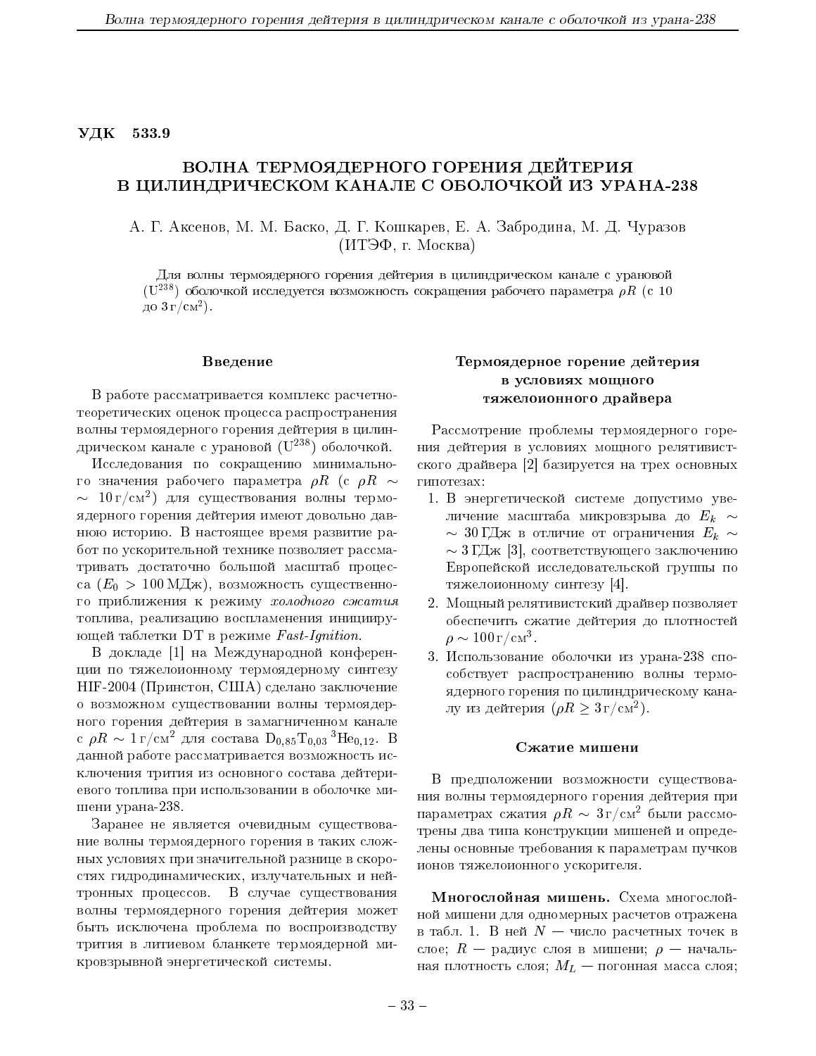**УДК 533.9**

# ВОЛНА ТЕРМОЯДЕРНОГО ГОРЕНИЯ ДЕЙТЕРИЯ В ЦИЛИНДРИЧЕСКОМ КАНАЛЕ С ОБОЛОЧКОЙ ИЗ УРАНА-238

А. Г. Аксенов, М. М. Баско, Д. Г. Кошкарев, Е. А. Забродина, М. Д. Чуразов
(ИТЭФ, г. Москва)

Для волны термоядерного горения дейтерия в цилиндрическом канале с урановой ($U^{238}$) оболочкой исследуется возможность сокращения рабочего параметра $\rho R$ (с 10 до 3 г/см$^2$).

## Введение

В работе рассматривается комплекс расчетно-теоретических оценок процесса распространения волны термоядерного горения дейтерия в цилиндрическом канале с урановой ($U^{238}$) оболочкой.

Исследования по сокращению минимального значения рабочего параметра $\rho R$ (с $\rho R \sim 10$ г/см$^2$) для существования волны термоядерного горения дейтерия имеют довольно давнюю историю. В настоящее время развитие работ по ускорительной технике позволяет рассматривать достаточно большой масштаб процесса ($E_0 > 100$ МДж), возможность существенного приближения к режиму *холодного сжатия* топлива, реализацию воспламенения инициирующей таблетки DT в режиме *Fast-Ignition*.

В докладе [1] на Международной конференции по тяжелоионному термоядерному синтезу HIF-2004 (Принстон, США) сделано заключение о возможном существовании волны термоядерного горения дейтерия в замагниченном канале с $\rho R \sim 1$ г/см$^2$ для состава $D_{0,85}T_{0,03}\,{}^3He_{0,12}$. В данной работе рассматривается возможность исключения трития из основного состава дейтериевого топлива при использовании в оболочке мишени урана-238.

Заранее не является очевидным существование волны термоядерного горения в таких сложных условиях при значительной разнице в скоростях гидродинамических, излучательных и нейтронных процессов. В случае существования волны термоядерного горения дейтерия может быть исключена проблема по воспроизводству трития в литиевом бланкете термоядерной микровзрывной энергетической системы.

## Термоядерное горение дейтерия в условиях мощного тяжелоионного драйвера

Рассмотрение проблемы термоядерного горения дейтерия в условиях мощного релятивистского драйвера [2] базируется на трех основных гипотезах:

1. В энергетической системе допустимо увеличение масштаба микровзрыва до $E_k \sim 30$ ГДж в отличие от ограничения $E_k \sim 3$ ГДж [3], соответствующего заключению Европейской исследовательской группы по тяжелоионному синтезу [4].
2. Мощный релятивистский драйвер позволяет обеспечить сжатие дейтерия до плотностей $\rho \sim 100$ г/см$^3$.
3. Использование оболочки из урана-238 способствует распространению волны термоядерного горения по цилиндрическому каналу из дейтерия ($\rho R \geq 3$ г/см$^2$).

## Сжатие мишени

В предположении возможности существования волны термоядерного горения дейтерия при параметрах сжатия $\rho R \sim 3$ г/см$^2$ были рассмотрены два типа конструкции мишеней и определены основные требования к параметрам пучков ионов тяжелоионного ускорителя.

**Многослойная мишень.** Схема многослойной мишени для одномерных расчетов отражена в табл. 1. В ней $N$ — число расчетных точек в слое; $R$ — радиус слоя в мишени; $\rho$ — начальная плотность слоя; $M_L$ — погонная масса слоя;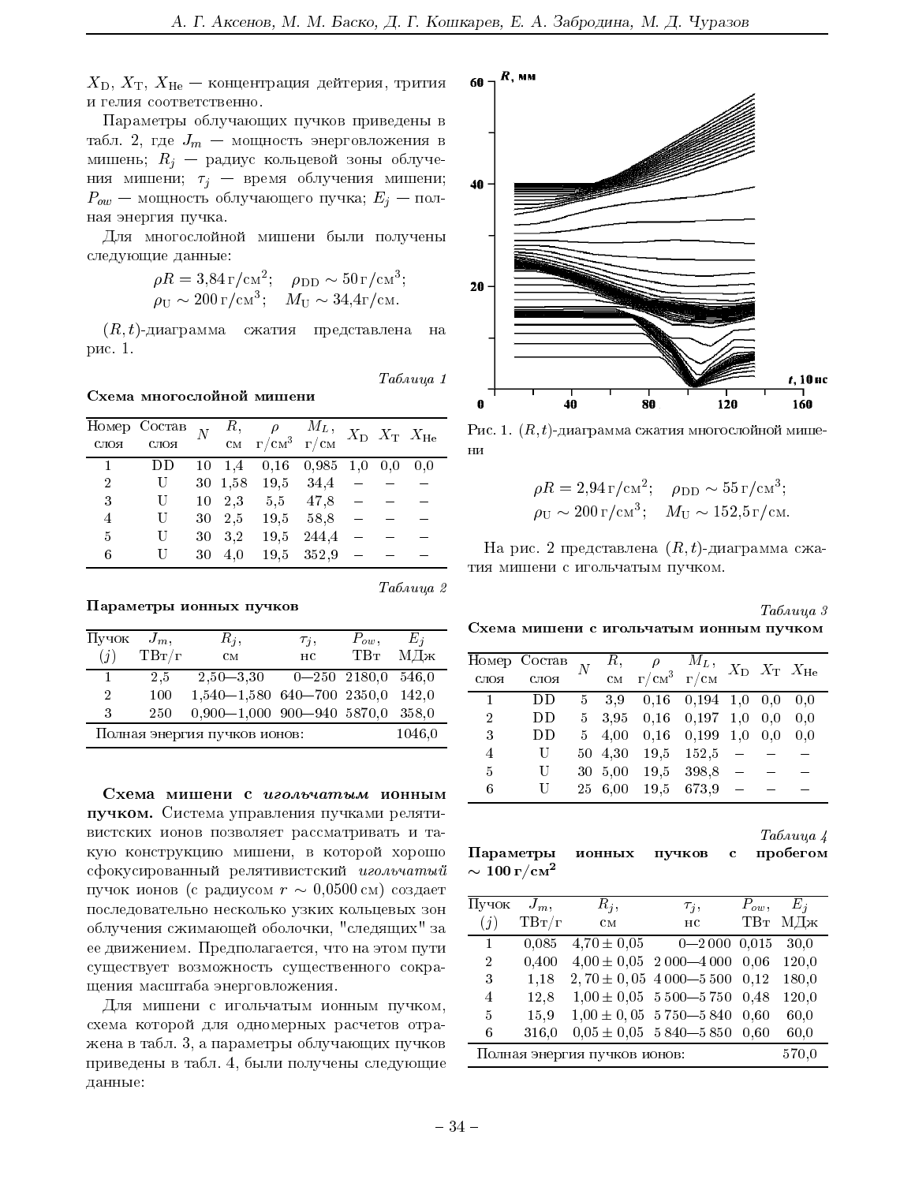$X_D$, $X_T$, $X_{He}$ — концентрация дейтерия, трития и гелия соответственно.

Параметры облучающих пучков приведены в табл. 2, где $J_m$ — мощность энерговложения в мишень; $R_j$ — радиус кольцевой зоны облучения мишени; $\tau_j$ — время облучения мишени; $P_{ow}$ — мощность облучающего пучка; $E_j$ — полная энергия пучка.

Для многослойной мишени были получены следующие данные:

$$\rho R = 3{,}84\,\text{г/см}^2; \quad \rho_{DD} \sim 50\,\text{г/см}^3;$$
$$\rho_U \sim 200\,\text{г/см}^3; \quad M_U \sim 34{,}4\,\text{г/см}.$$

$(R,t)$-диаграмма сжатия представлена на рис. 1.

*Таблица 1*

**Схема многослойной мишени**

| Номер слоя | Состав слоя | $N$ | $R$, см | $\rho$ г/см$^3$ | $M_L$, г/см | $X_D$ | $X_T$ | $X_{He}$ |
|---|---|---|---|---|---|---|---|---|
| 1 | DD | 10 | 1,4 | 0,16 | 0,985 | 1,0 | 0,0 | 0,0 |
| 2 | U | 30 | 1,58 | 19,5 | 34,4 | – | – | – |
| 3 | U | 10 | 2,3 | 5,5 | 47,8 | – | – | – |
| 4 | U | 30 | 2,5 | 19,5 | 58,8 | – | – | – |
| 5 | U | 30 | 3,2 | 19,5 | 244,4 | – | – | – |
| 6 | U | 30 | 4,0 | 19,5 | 352,9 | – | – | – |

*Таблица 2*

**Параметры ионных пучков**

| Пучок ($j$) | $J_m$, ТВт/г | $R_j$, см | $\tau_j$, нс | $P_{ow}$, ТВт | $E_j$ МДж |
|---|---|---|---|---|---|
| 1 | 2,5 | 2,50—3,30 | 0—250 | 2180,0 | 546,0 |
| 2 | 100 | 1,540—1,580 | 640—700 | 2350,0 | 142,0 |
| 3 | 250 | 0,900—1,000 | 900—940 | 5870,0 | 358,0 |
| Полная энергия пучков ионов: | | | | | 1046,0 |

**Схема мишени с *игольчатым* ионным пучком.** Система управления пучками релятивистских ионов позволяет рассматривать и такую конструкцию мишени, в которой хорошо сфокусированный релятивистский *игольчатый* пучок ионов (с радиусом $r \sim 0{,}0500$ см) создает последовательно несколько узких кольцевых зон облучения сжимающей оболочки, "следящих" за ее движением. Предполагается, что на этом пути существует возможность существенного сокращения масштаба энерговложения.

Для мишени с игольчатым ионным пучком, схема которой для одномерных расчетов отражена в табл. 3, а параметры облучающих пучков приведены в табл. 4, были получены следующие данные:

$$\rho R = 2{,}94\,\text{г/см}^2; \quad \rho_{DD} \sim 55\,\text{г/см}^3;$$
$$\rho_U \sim 200\,\text{г/см}^3; \quad M_U \sim 152{,}5\,\text{г/см}.$$

Рис. 1. $(R,t)$-диаграмма сжатия многослойной мишени

На рис. 2 представлена $(R,t)$-диаграмма сжатия мишени с игольчатым пучком.

*Таблица 3*

**Схема мишени с игольчатым ионным пучком**

| Номер слоя | Состав слоя | $N$ | $R$, см | $\rho$ г/см$^3$ | $M_L$, г/см | $X_D$ | $X_T$ | $X_{He}$ |
|---|---|---|---|---|---|---|---|---|
| 1 | DD | 5 | 3,9 | 0,16 | 0,194 | 1,0 | 0,0 | 0,0 |
| 2 | DD | 5 | 3,95 | 0,16 | 0,197 | 1,0 | 0,0 | 0,0 |
| 3 | DD | 5 | 4,00 | 0,16 | 0,199 | 1,0 | 0,0 | 0,0 |
| 4 | U | 50 | 4,30 | 19,5 | 152,5 | – | – | – |
| 5 | U | 30 | 5,00 | 19,5 | 398,8 | – | – | – |
| 6 | U | 25 | 6,00 | 19,5 | 673,9 | – | – | – |

*Таблица 4*

**Параметры ионных пучков с пробегом $\sim 100\,\text{г/см}^2$**

| Пучок ($j$) | $J_m$, ТВт/г | $R_j$, см | $\tau_j$, нс | $P_{ow}$, ТВт | $E_j$ МДж |
|---|---|---|---|---|---|
| 1 | 0,085 | $4{,}70 \pm 0{,}05$ | 0—2 000 | 0,015 | 30,0 |
| 2 | 0,400 | $4{,}00 \pm 0{,}05$ | 2 000—4 000 | 0,06 | 120,0 |
| 3 | 1,18 | $2{,}70 \pm 0{,}05$ | 4 000—5 500 | 0,12 | 180,0 |
| 4 | 12,8 | $1{,}00 \pm 0{,}05$ | 5 500—5 750 | 0,48 | 120,0 |
| 5 | 15,9 | $1{,}00 \pm 0{,}05$ | 5 750—5 840 | 0,60 | 60,0 |
| 6 | 316,0 | $0{,}05 \pm 0{,}05$ | 5 840—5 850 | 0,60 | 60,0 |
| Полная энергия пучков ионов: | | | | | 570,0 |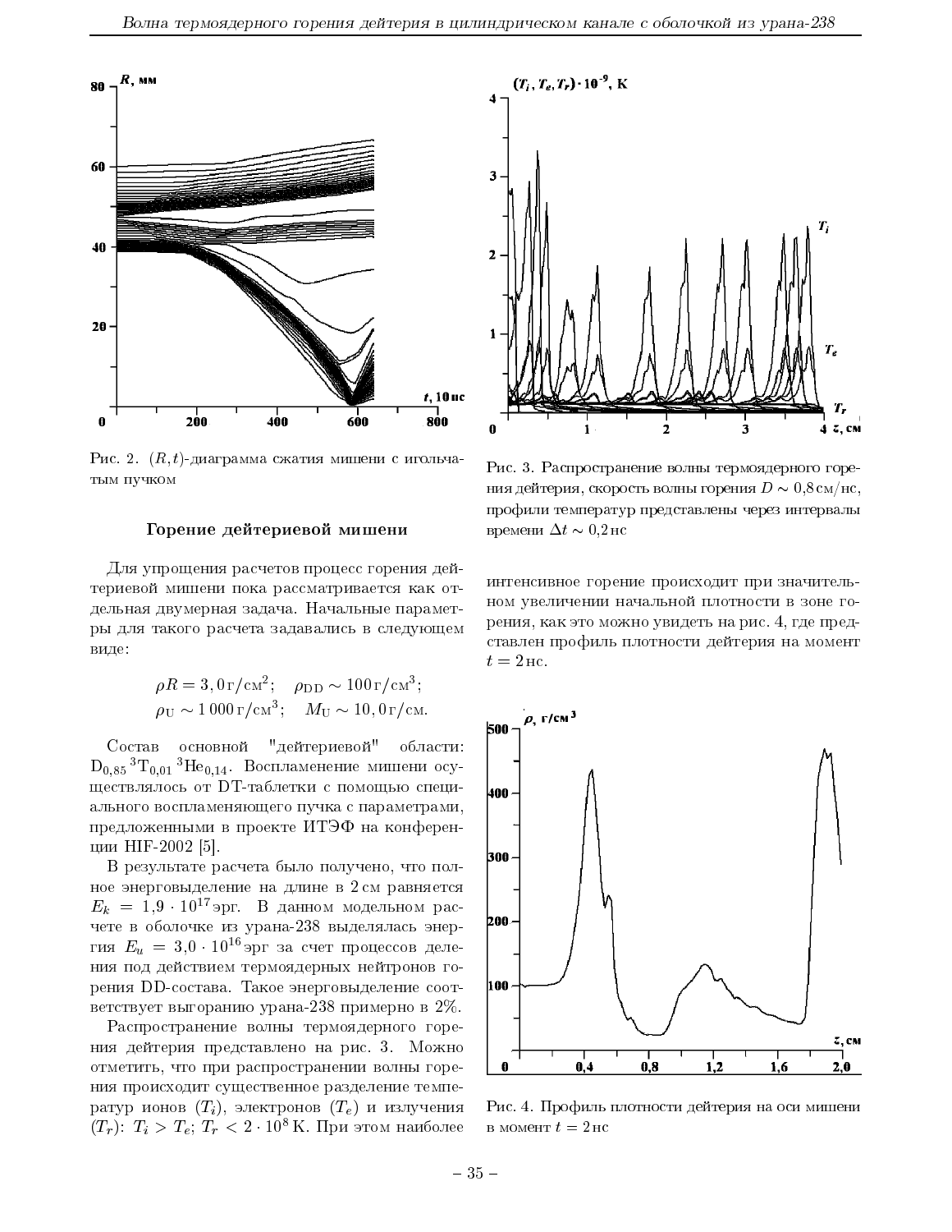Рис. 2. $(R,t)$-диаграмма сжатия мишени с игольчатым пучком

Рис. 3. Распространение волны термоядерного горения дейтерия, скорость волны горения $D \sim 0{,}8$ см/нс, профили температур представлены через интервалы времени $\Delta t \sim 0{,}2$ нс

### Горение дейтериевой мишени

Для упрощения расчетов процесс горения дейтериевой мишени пока рассматривается как отдельная двумерная задача. Начальные параметры для такого расчета задавались в следующем виде:

$$\rho R = 3{,}0\,\text{г/см}^2; \quad \rho_{\text{DD}} \sim 100\,\text{г/см}^3;$$
$$\rho_{\text{U}} \sim 1\,000\,\text{г/см}^3; \quad M_{\text{U}} \sim 10{,}0\,\text{г/см}.$$

Состав основной "дейтериевой" области: $\text{D}_{0,85}\,{}^3\text{T}_{0,01}\,{}^3\text{He}_{0,14}$. Воспламенение мишени осуществлялось от DT-таблетки с помощью специального воспламеняющего пучка с параметрами, предложенными в проекте ИТЭФ на конференции HIF-2002 [5].

В результате расчета было получено, что полное энерговыделение на длине в 2 см равняется $E_k = 1{,}9 \cdot 10^{17}$ эрг. В данном модельном расчете в оболочке из урана-238 выделялась энергия $E_u = 3{,}0 \cdot 10^{16}$ эрг за счет процессов деления под действием термоядерных нейтронов горения DD-состава. Такое энерговыделение соответствует выгоранию урана-238 примерно в 2%.

Распространение волны термоядерного горения дейтерия представлено на рис. 3. Можно отметить, что при распространении волны горения происходит существенное разделение температур ионов ($T_i$), электронов ($T_e$) и излучения ($T_r$): $T_i > T_e$; $T_r < 2 \cdot 10^8$ К. При этом наиболее интенсивное горение происходит при значительном увеличении начальной плотности в зоне горения, как это можно увидеть на рис. 4, где представлен профиль плотности дейтерия на момент $t = 2$ нс.

Рис. 4. Профиль плотности дейтерия на оси мишени в момент $t = 2$ нс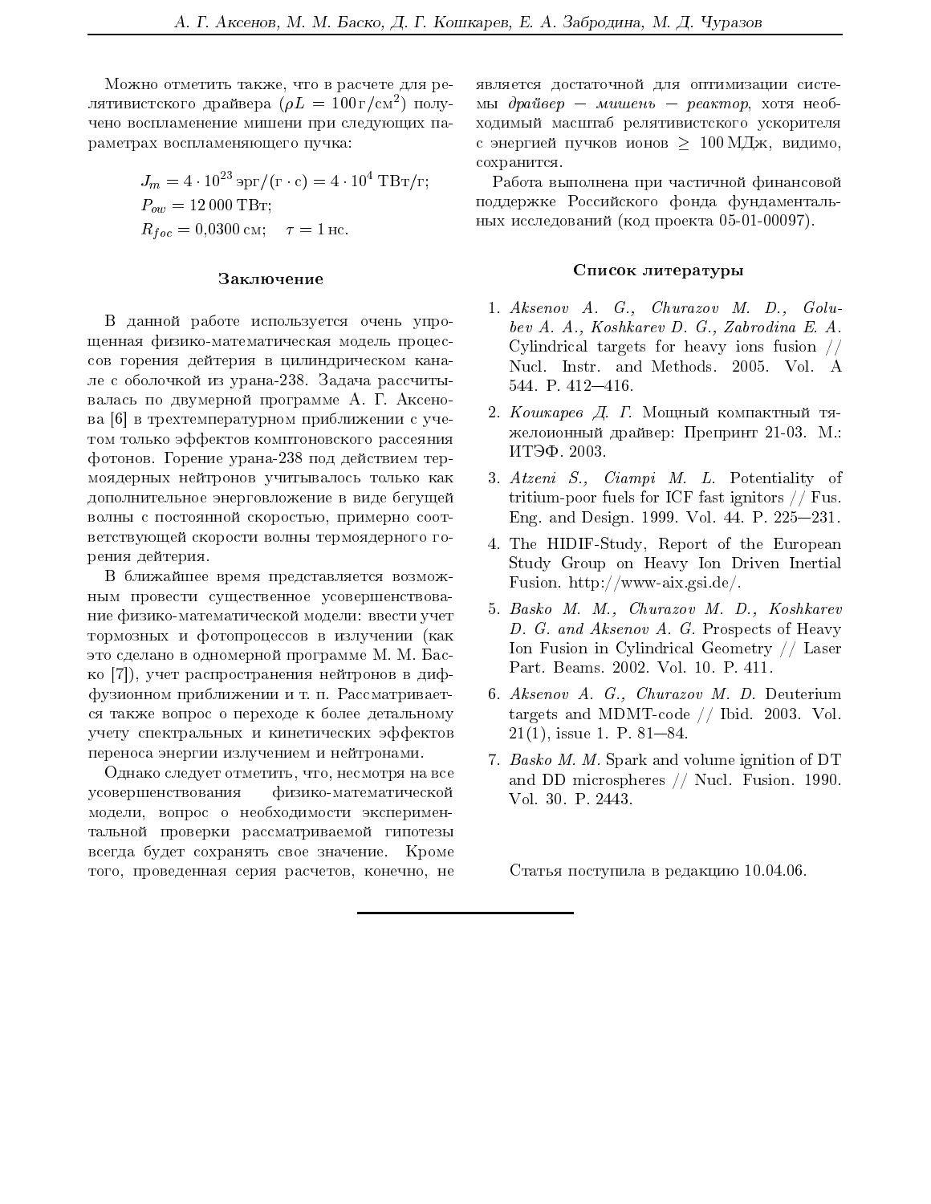Можно отметить также, что в расчете для релятивистского драйвера ($\rho L = 100\,\text{г/см}^2$) получено воспламенение мишени при следующих параметрах воспламеняющего пучка:

$$J_m = 4 \cdot 10^{23}\,\text{эрг/(г}\cdot\text{с)} = 4 \cdot 10^{4}\,\text{ТВт/г};$$
$$P_{ow} = 12\,000\,\text{ТВт};$$
$$R_{foc} = 0{,}0300\,\text{см}; \quad \tau = 1\,\text{нс}.$$

## Заключение

В данной работе используется очень упрощенная физико-математическая модель процессов горения дейтерия в цилиндрическом канале с оболочкой из урана-238. Задача рассчитывалась по двумерной программе А. Г. Аксенова [6] в трехтемпературном приближении с учетом только эффектов комптоновского рассеяния фотонов. Горение урана-238 под действием термоядерных нейтронов учитывалось только как дополнительное энерговложение в виде бегущей волны с постоянной скоростью, примерно соответствующей скорости волны термоядерного горения дейтерия.

В ближайшее время представляется возможным провести существенное усовершенствование физико-математической модели: ввести учет тормозных и фотопроцессов в излучении (как это сделано в одномерной программе М. М. Баско [7]), учет распространения нейтронов в диффузионном приближении и т. п. Рассматривается также вопрос о переходе к более детальному учету спектральных и кинетических эффектов переноса энергии излучением и нейтронами.

Однако следует отметить, что, несмотря на все усовершенствования физико-математической модели, вопрос о необходимости экспериментальной проверки рассматриваемой гипотезы всегда будет сохранять свое значение. Кроме того, проведенная серия расчетов, конечно, не является достаточной для оптимизации системы *драйвер — мишень — реактор*, хотя необходимый масштаб релятивистского ускорителя с энергией пучков ионов $\geq 100\,\text{МДж}$, видимо, сохранится.

Работа выполнена при частичной финансовой поддержке Российского фонда фундаментальных исследований (код проекта 05-01-00097).

## Список литературы

1. *Aksenov A. G., Churazov M. D., Golubev A. A., Koshkarev D. G., Zabrodina E. A.* Cylindrical targets for heavy ions fusion // Nucl. Instr. and Methods. 2005. Vol. A 544. P. 412—416.
2. *Кошкарев Д. Г.* Мощный компактный тяжелоионный драйвер: Препринт 21-03. М.: ИТЭФ. 2003.
3. *Atzeni S., Ciampi M. L.* Potentiality of tritium-poor fuels for ICF fast ignitors // Fus. Eng. and Design. 1999. Vol. 44. P. 225—231.
4. The HIDIF-Study, Report of the European Study Group on Heavy Ion Driven Inertial Fusion. http://www-aix.gsi.de/.
5. *Basko M. M., Churazov M. D., Koshkarev D. G. and Aksenov A. G.* Prospects of Heavy Ion Fusion in Cylindrical Geometry // Laser Part. Beams. 2002. Vol. 10. P. 411.
6. *Aksenov A. G., Churazov M. D.* Deuterium targets and MDMT-code // Ibid. 2003. Vol. 21(1), issue 1. P. 81—84.
7. *Basko M. M.* Spark and volume ignition of DT and DD microspheres // Nucl. Fusion. 1990. Vol. 30. P. 2443.

Статья поступила в редакцию 10.04.06.